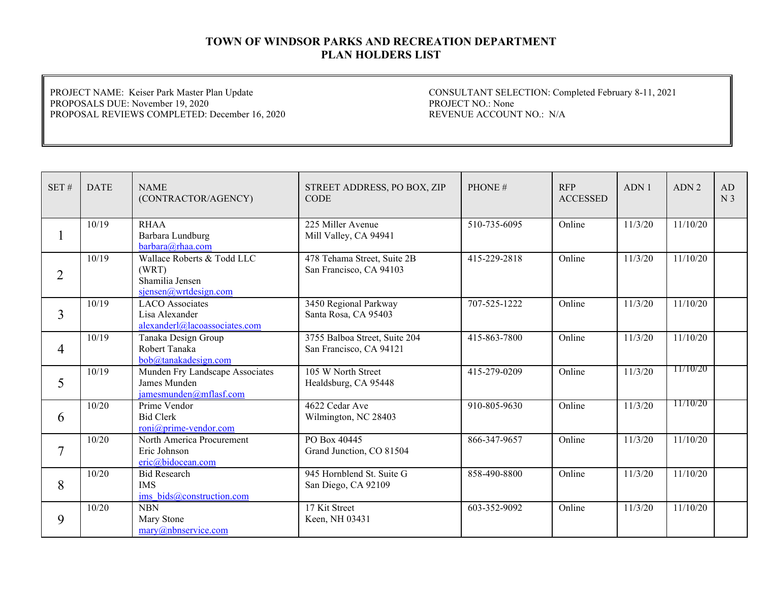# TOWN OF WINDSOR PARKS AND RECREATION DEPARTMENT
## PLAN HOLDERS LIST

PROJECT NAME: Keiser Park Master Plan Update
PROPOSALS DUE: November 19, 2020
PROPOSAL REVIEWS COMPLETED: December 16, 2020

CONSULTANT SELECTION: Completed February 8-11, 2021
PROJECT NO.: None
REVENUE ACCOUNT NO.: N/A

| SET # | DATE | NAME (CONTRACTOR/AGENCY) | STREET ADDRESS, PO BOX, ZIP CODE | PHONE # | RFP ACCESSED | ADN 1 | ADN 2 | ADN 3 |
|---|---|---|---|---|---|---|---|---|
| 1 | 10/19 | RHAA<br>Barbara Lundburg<br>barbara@rhaa.com | 225 Miller Avenue<br>Mill Valley, CA 94941 | 510-735-6095 | Online | 11/3/20 | 11/10/20 | |
| 2 | 10/19 | Wallace Roberts & Todd LLC (WRT)<br>Shamilia Jensen<br>sjensen@wrtdesign.com | 478 Tehama Street, Suite 2B<br>San Francisco, CA 94103 | 415-229-2818 | Online | 11/3/20 | 11/10/20 | |
| 3 | 10/19 | LACO Associates<br>Lisa Alexander<br>alexanderl@lacoassociates.com | 3450 Regional Parkway<br>Santa Rosa, CA 95403 | 707-525-1222 | Online | 11/3/20 | 11/10/20 | |
| 4 | 10/19 | Tanaka Design Group<br>Robert Tanaka<br>bob@tanakadesign.com | 3755 Balboa Street, Suite 204<br>San Francisco, CA 94121 | 415-863-7800 | Online | 11/3/20 | 11/10/20 | |
| 5 | 10/19 | Munden Fry Landscape Associates<br>James Munden<br>jamesmunden@mflasf.com | 105 W North Street<br>Healdsburg, CA 95448 | 415-279-0209 | Online | 11/3/20 | 11/10/20 | |
| 6 | 10/20 | Prime Vendor<br>Bid Clerk<br>roni@prime-vendor.com | 4622 Cedar Ave<br>Wilmington, NC 28403 | 910-805-9630 | Online | 11/3/20 | 11/10/20 | |
| 7 | 10/20 | North America Procurement<br>Eric Johnson<br>eric@bidocean.com | PO Box 40445<br>Grand Junction, CO 81504 | 866-347-9657 | Online | 11/3/20 | 11/10/20 | |
| 8 | 10/20 | Bid Research<br>IMS<br>ims_bids@construction.com | 945 Hornblend St. Suite G<br>San Diego, CA 92109 | 858-490-8800 | Online | 11/3/20 | 11/10/20 | |
| 9 | 10/20 | NBN<br>Mary Stone<br>mary@nbnservice.com | 17 Kit Street<br>Keen, NH 03431 | 603-352-9092 | Online | 11/3/20 | 11/10/20 | |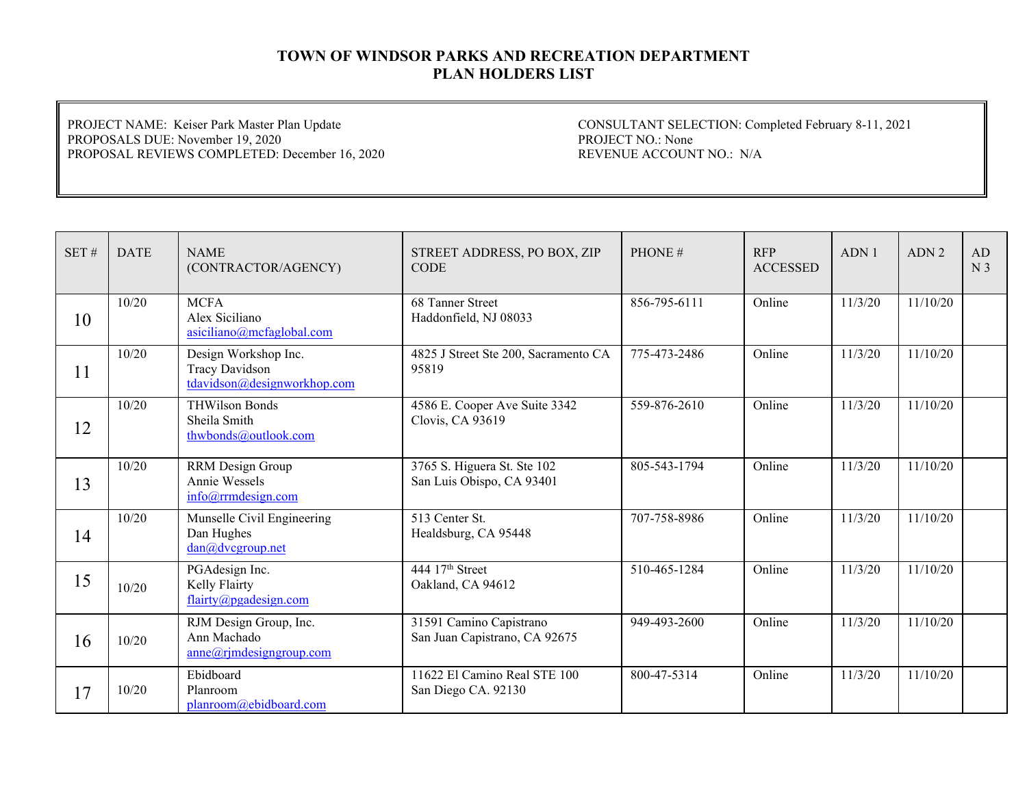# TOWN OF WINDSOR PARKS AND RECREATION DEPARTMENT
# PLAN HOLDERS LIST

PROJECT NAME: Keiser Park Master Plan Update
PROPOSALS DUE: November 19, 2020
PROPOSAL REVIEWS COMPLETED: December 16, 2020

CONSULTANT SELECTION: Completed February 8-11, 2021
PROJECT NO.: None
REVENUE ACCOUNT NO.: N/A

| SET # | DATE | NAME (CONTRACTOR/AGENCY) | STREET ADDRESS, PO BOX, ZIP CODE | PHONE # | RFP ACCESSED | ADN 1 | ADN 2 | ADN 3 |
|---|---|---|---|---|---|---|---|---|
| 10 | 10/20 | MCFA<br>Alex Siciliano<br>asiciliano@mcfaglobal.com | 68 Tanner Street<br>Haddonfield, NJ 08033 | 856-795-6111 | Online | 11/3/20 | 11/10/20 | |
| 11 | 10/20 | Design Workshop Inc.<br>Tracy Davidson<br>tdavidson@designworkhop.com | 4825 J Street Ste 200, Sacramento CA 95819 | 775-473-2486 | Online | 11/3/20 | 11/10/20 | |
| 12 | 10/20 | THWilson Bonds<br>Sheila Smith<br>thwbonds@outlook.com | 4586 E. Cooper Ave Suite 3342<br>Clovis, CA 93619 | 559-876-2610 | Online | 11/3/20 | 11/10/20 | |
| 13 | 10/20 | RRM Design Group<br>Annie Wessels<br>info@rrmdesign.com | 3765 S. Higuera St. Ste 102<br>San Luis Obispo, CA 93401 | 805-543-1794 | Online | 11/3/20 | 11/10/20 | |
| 14 | 10/20 | Munselle Civil Engineering<br>Dan Hughes<br>dan@dvcgroup.net | 513 Center St.<br>Healdsburg, CA 95448 | 707-758-8986 | Online | 11/3/20 | 11/10/20 | |
| 15 | 10/20 | PGAdesign Inc.<br>Kelly Flairty<br>flairty@pgadesign.com | 444 17th Street<br>Oakland, CA 94612 | 510-465-1284 | Online | 11/3/20 | 11/10/20 | |
| 16 | 10/20 | RJM Design Group, Inc.<br>Ann Machado<br>anne@rjmdesigngroup.com | 31591 Camino Capistrano<br>San Juan Capistrano, CA 92675 | 949-493-2600 | Online | 11/3/20 | 11/10/20 | |
| 17 | 10/20 | Ebidboard<br>Planroom<br>planroom@ebidboard.com | 11622 El Camino Real STE 100<br>San Diego CA. 92130 | 800-47-5314 | Online | 11/3/20 | 11/10/20 | |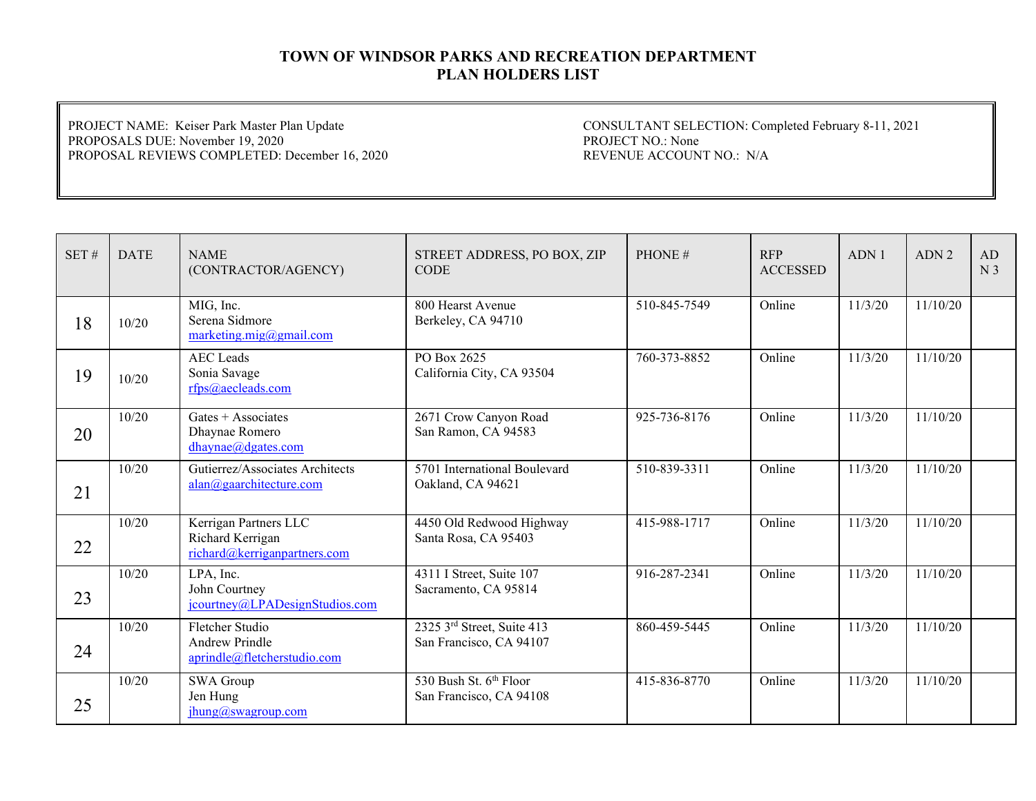# TOWN OF WINDSOR PARKS AND RECREATION DEPARTMENT
# PLAN HOLDERS LIST

PROJECT NAME: Keiser Park Master Plan Update
PROPOSALS DUE: November 19, 2020
PROPOSAL REVIEWS COMPLETED: December 16, 2020

CONSULTANT SELECTION: Completed February 8-11, 2021
PROJECT NO.: None
REVENUE ACCOUNT NO.: N/A

| SET # | DATE | NAME (CONTRACTOR/AGENCY) | STREET ADDRESS, PO BOX, ZIP CODE | PHONE # | RFP ACCESSED | ADN 1 | ADN 2 | ADN 3 |
|---|---|---|---|---|---|---|---|---|
| 18 | 10/20 | MIG, Inc.<br>Serena Sidmore<br>marketing.mig@gmail.com | 800 Hearst Avenue<br>Berkeley, CA 94710 | 510-845-7549 | Online | 11/3/20 | 11/10/20 | |
| 19 | 10/20 | AEC Leads<br>Sonia Savage<br>rfps@aecleads.com | PO Box 2625<br>California City, CA 93504 | 760-373-8852 | Online | 11/3/20 | 11/10/20 | |
| 20 | 10/20 | Gates + Associates<br>Dhaynae Romero<br>dhaynae@dgates.com | 2671 Crow Canyon Road<br>San Ramon, CA 94583 | 925-736-8176 | Online | 11/3/20 | 11/10/20 | |
| 21 | 10/20 | Gutierrez/Associates Architects<br>alan@gaarchitecture.com | 5701 International Boulevard<br>Oakland, CA 94621 | 510-839-3311 | Online | 11/3/20 | 11/10/20 | |
| 22 | 10/20 | Kerrigan Partners LLC<br>Richard Kerrigan<br>richard@kerriganpartners.com | 4450 Old Redwood Highway<br>Santa Rosa, CA 95403 | 415-988-1717 | Online | 11/3/20 | 11/10/20 | |
| 23 | 10/20 | LPA, Inc.<br>John Courtney<br>jcourtney@LPADesignStudios.com | 4311 I Street, Suite 107<br>Sacramento, CA 95814 | 916-287-2341 | Online | 11/3/20 | 11/10/20 | |
| 24 | 10/20 | Fletcher Studio<br>Andrew Prindle<br>aprindle@fletcherstudio.com | 2325 3rd Street, Suite 413<br>San Francisco, CA 94107 | 860-459-5445 | Online | 11/3/20 | 11/10/20 | |
| 25 | 10/20 | SWA Group<br>Jen Hung<br>jhung@swagroup.com | 530 Bush St. 6th Floor<br>San Francisco, CA 94108 | 415-836-8770 | Online | 11/3/20 | 11/10/20 | |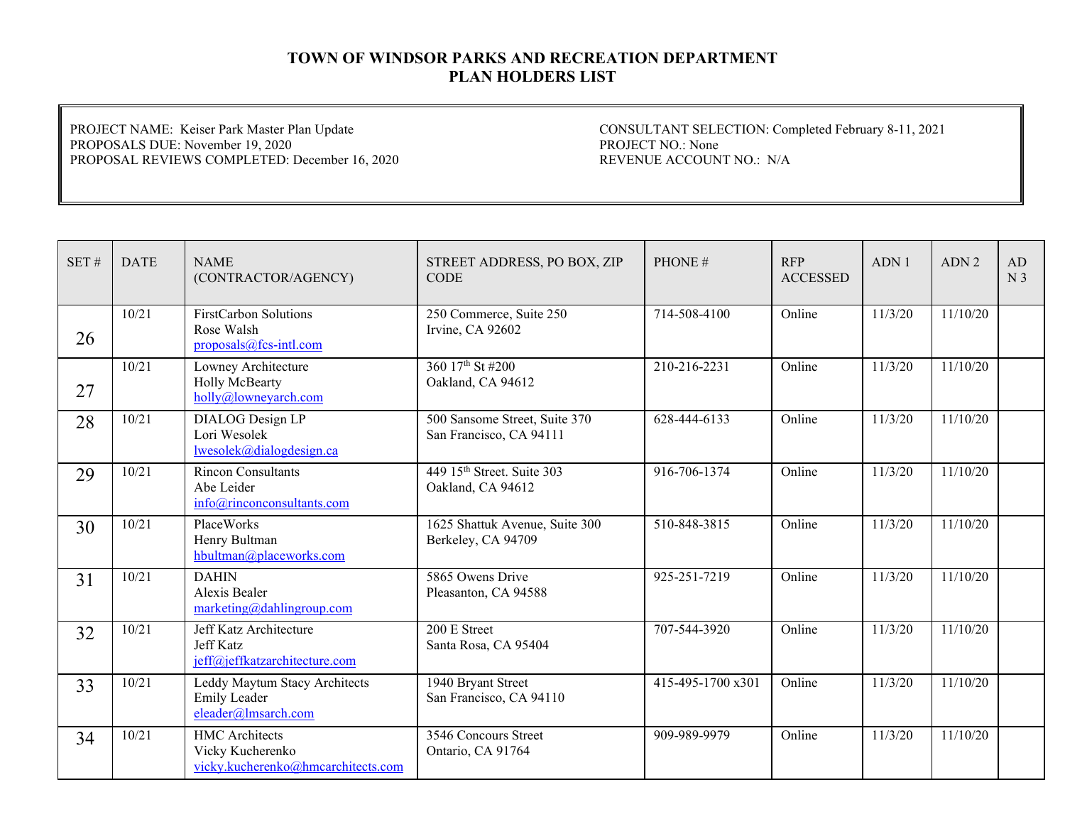# TOWN OF WINDSOR PARKS AND RECREATION DEPARTMENT
# PLAN HOLDERS LIST

PROJECT NAME: Keiser Park Master Plan Update
PROPOSALS DUE: November 19, 2020
PROPOSAL REVIEWS COMPLETED: December 16, 2020

CONSULTANT SELECTION: Completed February 8-11, 2021
PROJECT NO.: None
REVENUE ACCOUNT NO.: N/A

| SET # | DATE | NAME (CONTRACTOR/AGENCY) | STREET ADDRESS, PO BOX, ZIP CODE | PHONE # | RFP ACCESSED | ADN 1 | ADN 2 | ADN 3 |
|---|---|---|---|---|---|---|---|---|
| 26 | 10/21 | FirstCarbon Solutions<br>Rose Walsh<br>proposals@fcs-intl.com | 250 Commerce, Suite 250<br>Irvine, CA 92602 | 714-508-4100 | Online | 11/3/20 | 11/10/20 | |
| 27 | 10/21 | Lowney Architecture<br>Holly McBearty<br>holly@lowneyarch.com | 360 17th St #200<br>Oakland, CA 94612 | 210-216-2231 | Online | 11/3/20 | 11/10/20 | |
| 28 | 10/21 | DIALOG Design LP<br>Lori Wesolek<br>lwesolek@dialogdesign.ca | 500 Sansome Street, Suite 370<br>San Francisco, CA 94111 | 628-444-6133 | Online | 11/3/20 | 11/10/20 | |
| 29 | 10/21 | Rincon Consultants<br>Abe Leider<br>info@rinconconsultants.com | 449 15th Street. Suite 303<br>Oakland, CA 94612 | 916-706-1374 | Online | 11/3/20 | 11/10/20 | |
| 30 | 10/21 | PlaceWorks<br>Henry Bultman<br>hbultman@placeworks.com | 1625 Shattuk Avenue, Suite 300<br>Berkeley, CA 94709 | 510-848-3815 | Online | 11/3/20 | 11/10/20 | |
| 31 | 10/21 | DAHIN<br>Alexis Bealer<br>marketing@dahlingroup.com | 5865 Owens Drive<br>Pleasanton, CA 94588 | 925-251-7219 | Online | 11/3/20 | 11/10/20 | |
| 32 | 10/21 | Jeff Katz Architecture<br>Jeff Katz<br>jeff@jeffkatzarchitecture.com | 200 E Street<br>Santa Rosa, CA 95404 | 707-544-3920 | Online | 11/3/20 | 11/10/20 | |
| 33 | 10/21 | Leddy Maytum Stacy Architects<br>Emily Leader<br>eleader@lmsarch.com | 1940 Bryant Street<br>San Francisco, CA 94110 | 415-495-1700 x301 | Online | 11/3/20 | 11/10/20 | |
| 34 | 10/21 | HMC Architects<br>Vicky Kucherenko<br>vicky.kucherenko@hmcarchitects.com | 3546 Concours Street<br>Ontario, CA 91764 | 909-989-9979 | Online | 11/3/20 | 11/10/20 | |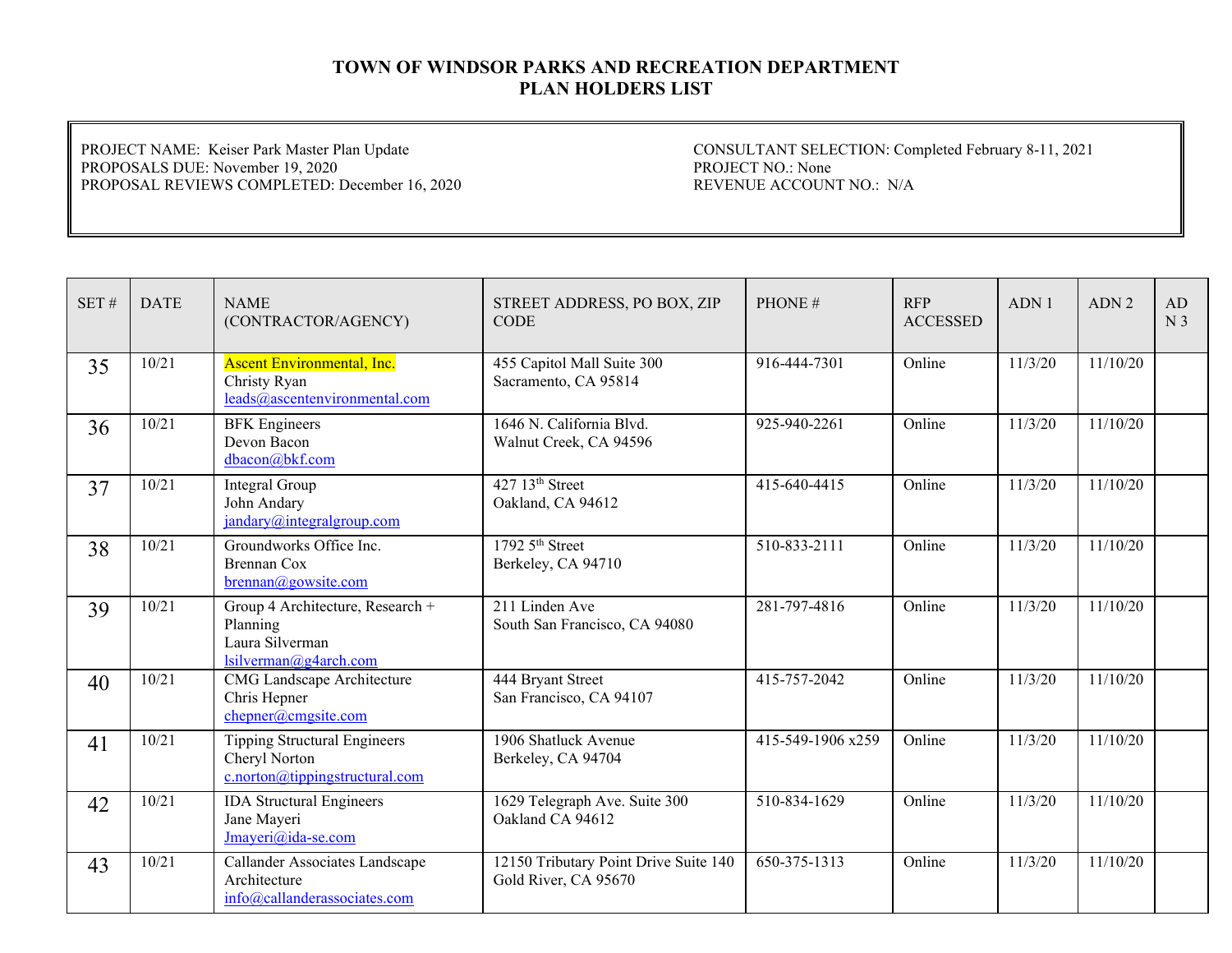# TOWN OF WINDSOR PARKS AND RECREATION DEPARTMENT
## PLAN HOLDERS LIST

PROJECT NAME: Keiser Park Master Plan Update
PROPOSALS DUE: November 19, 2020
PROPOSAL REVIEWS COMPLETED: December 16, 2020

CONSULTANT SELECTION: Completed February 8-11, 2021
PROJECT NO.: None
REVENUE ACCOUNT NO.: N/A

| SET # | DATE | NAME (CONTRACTOR/AGENCY) | STREET ADDRESS, PO BOX, ZIP CODE | PHONE # | RFP ACCESSED | ADN 1 | ADN 2 | ADN 3 |
|---|---|---|---|---|---|---|---|---|
| 35 | 10/21 | Ascent Environmental, Inc.<br>Christy Ryan<br>leads@ascentenvironmental.com | 455 Capitol Mall Suite 300<br>Sacramento, CA 95814 | 916-444-7301 | Online | 11/3/20 | 11/10/20 | |
| 36 | 10/21 | BFK Engineers<br>Devon Bacon<br>dbacon@bkf.com | 1646 N. California Blvd.<br>Walnut Creek, CA 94596 | 925-940-2261 | Online | 11/3/20 | 11/10/20 | |
| 37 | 10/21 | Integral Group<br>John Andary<br>jandary@integralgroup.com | 427 13th Street<br>Oakland, CA 94612 | 415-640-4415 | Online | 11/3/20 | 11/10/20 | |
| 38 | 10/21 | Groundworks Office Inc.<br>Brennan Cox<br>brennan@gowsite.com | 1792 5th Street<br>Berkeley, CA 94710 | 510-833-2111 | Online | 11/3/20 | 11/10/20 | |
| 39 | 10/21 | Group 4 Architecture, Research + Planning<br>Laura Silverman<br>lsilverman@g4arch.com | 211 Linden Ave<br>South San Francisco, CA 94080 | 281-797-4816 | Online | 11/3/20 | 11/10/20 | |
| 40 | 10/21 | CMG Landscape Architecture<br>Chris Hepner<br>chepner@cmgsite.com | 444 Bryant Street<br>San Francisco, CA 94107 | 415-757-2042 | Online | 11/3/20 | 11/10/20 | |
| 41 | 10/21 | Tipping Structural Engineers<br>Cheryl Norton<br>c.norton@tippingstructural.com | 1906 Shatluck Avenue<br>Berkeley, CA 94704 | 415-549-1906 x259 | Online | 11/3/20 | 11/10/20 | |
| 42 | 10/21 | IDA Structural Engineers<br>Jane Mayeri<br>Jmayeri@ida-se.com | 1629 Telegraph Ave. Suite 300<br>Oakland CA 94612 | 510-834-1629 | Online | 11/3/20 | 11/10/20 | |
| 43 | 10/21 | Callander Associates Landscape Architecture<br>info@callanderassociates.com | 12150 Tributary Point Drive Suite 140<br>Gold River, CA 95670 | 650-375-1313 | Online | 11/3/20 | 11/10/20 | |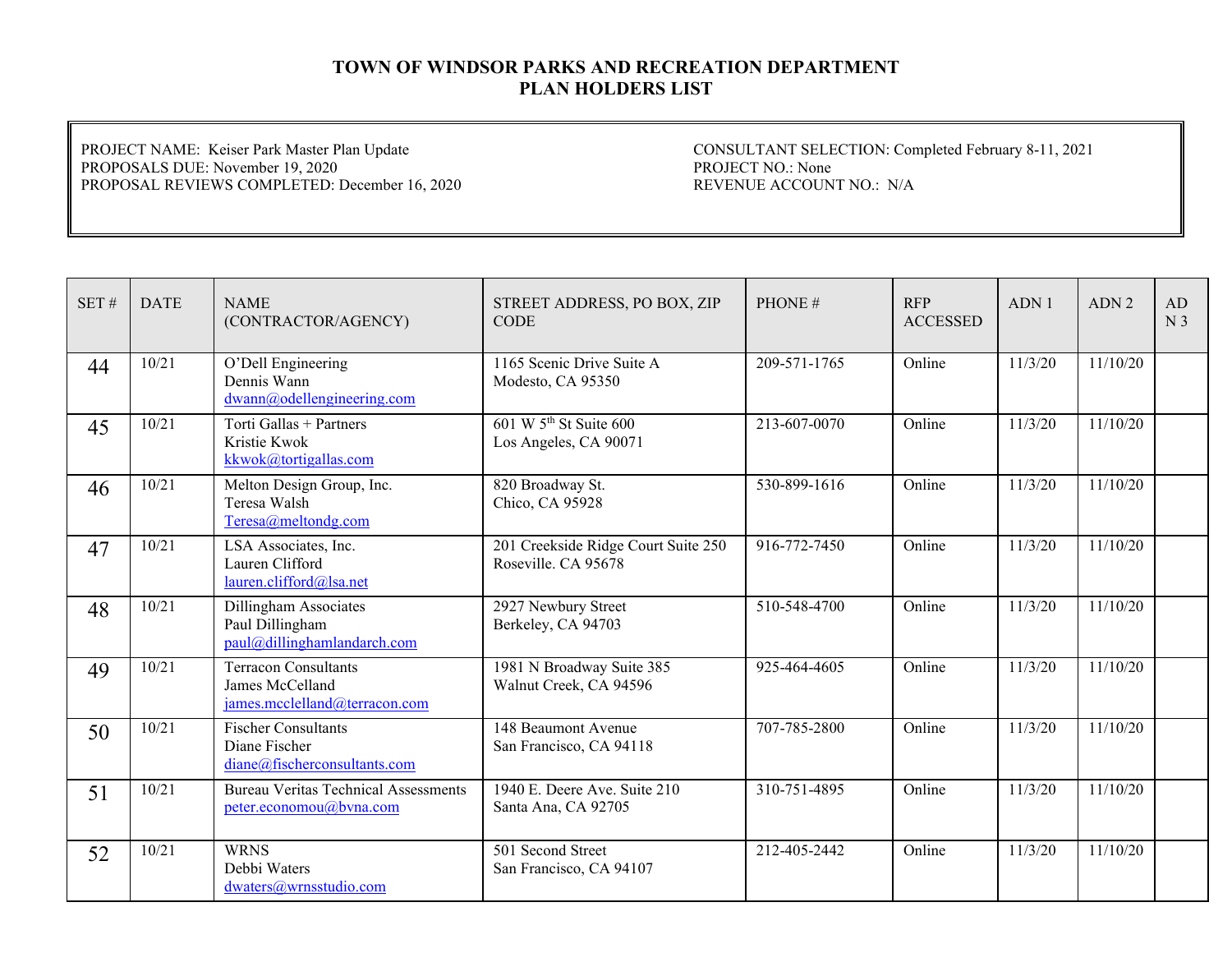**TOWN OF WINDSOR PARKS AND RECREATION DEPARTMENT**
**PLAN HOLDERS LIST**

PROJECT NAME: Keiser Park Master Plan Update
PROPOSALS DUE: November 19, 2020
PROPOSAL REVIEWS COMPLETED: December 16, 2020

CONSULTANT SELECTION: Completed February 8-11, 2021
PROJECT NO.: None
REVENUE ACCOUNT NO.: N/A

| SET # | DATE | NAME (CONTRACTOR/AGENCY) | STREET ADDRESS, PO BOX, ZIP CODE | PHONE # | RFP ACCESSED | ADN 1 | ADN 2 | ADN 3 |
|---|---|---|---|---|---|---|---|---|
| 44 | 10/21 | O'Dell Engineering<br>Dennis Wann<br>dwann@odellengineering.com | 1165 Scenic Drive Suite A<br>Modesto, CA 95350 | 209-571-1765 | Online | 11/3/20 | 11/10/20 | |
| 45 | 10/21 | Torti Gallas + Partners<br>Kristie Kwok<br>kkwok@tortigallas.com | 601 W 5th St Suite 600<br>Los Angeles, CA 90071 | 213-607-0070 | Online | 11/3/20 | 11/10/20 | |
| 46 | 10/21 | Melton Design Group, Inc.<br>Teresa Walsh<br>Teresa@meltondg.com | 820 Broadway St.<br>Chico, CA 95928 | 530-899-1616 | Online | 11/3/20 | 11/10/20 | |
| 47 | 10/21 | LSA Associates, Inc.<br>Lauren Clifford<br>lauren.clifford@lsa.net | 201 Creekside Ridge Court Suite 250<br>Roseville. CA 95678 | 916-772-7450 | Online | 11/3/20 | 11/10/20 | |
| 48 | 10/21 | Dillingham Associates<br>Paul Dillingham<br>paul@dillinghamlandarch.com | 2927 Newbury Street<br>Berkeley, CA 94703 | 510-548-4700 | Online | 11/3/20 | 11/10/20 | |
| 49 | 10/21 | Terracon Consultants<br>James McCelland<br>james.mcclelland@terracon.com | 1981 N Broadway Suite 385<br>Walnut Creek, CA 94596 | 925-464-4605 | Online | 11/3/20 | 11/10/20 | |
| 50 | 10/21 | Fischer Consultants<br>Diane Fischer<br>diane@fischerconsultants.com | 148 Beaumont Avenue<br>San Francisco, CA 94118 | 707-785-2800 | Online | 11/3/20 | 11/10/20 | |
| 51 | 10/21 | Bureau Veritas Technical Assessments<br>peter.economou@bvna.com | 1940 E. Deere Ave. Suite 210<br>Santa Ana, CA 92705 | 310-751-4895 | Online | 11/3/20 | 11/10/20 | |
| 52 | 10/21 | WRNS<br>Debbi Waters<br>dwaters@wrnsstudio.com | 501 Second Street<br>San Francisco, CA 94107 | 212-405-2442 | Online | 11/3/20 | 11/10/20 | |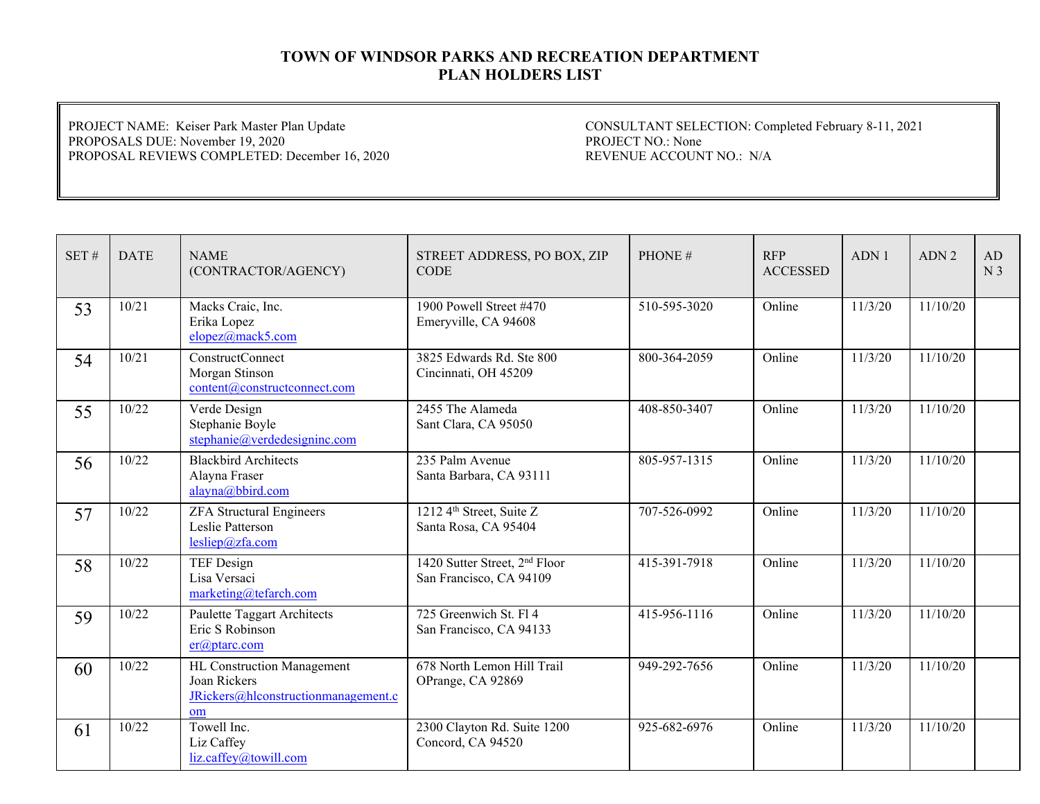# TOWN OF WINDSOR PARKS AND RECREATION DEPARTMENT
## PLAN HOLDERS LIST

PROJECT NAME: Keiser Park Master Plan Update
PROPOSALS DUE: November 19, 2020
PROPOSAL REVIEWS COMPLETED: December 16, 2020

CONSULTANT SELECTION: Completed February 8-11, 2021
PROJECT NO.: None
REVENUE ACCOUNT NO.: N/A

| SET # | DATE | NAME (CONTRACTOR/AGENCY) | STREET ADDRESS, PO BOX, ZIP CODE | PHONE # | RFP ACCESSED | ADN 1 | ADN 2 | ADN 3 |
|---|---|---|---|---|---|---|---|---|
| 53 | 10/21 | Macks Craic, Inc.<br>Erika Lopez<br>elopez@mack5.com | 1900 Powell Street #470<br>Emeryville, CA 94608 | 510-595-3020 | Online | 11/3/20 | 11/10/20 | |
| 54 | 10/21 | ConstructConnect<br>Morgan Stinson<br>content@constructconnect.com | 3825 Edwards Rd. Ste 800<br>Cincinnati, OH 45209 | 800-364-2059 | Online | 11/3/20 | 11/10/20 | |
| 55 | 10/22 | Verde Design<br>Stephanie Boyle<br>stephanie@verdedesigninc.com | 2455 The Alameda<br>Sant Clara, CA 95050 | 408-850-3407 | Online | 11/3/20 | 11/10/20 | |
| 56 | 10/22 | Blackbird Architects<br>Alayna Fraser<br>alayna@bbird.com | 235 Palm Avenue<br>Santa Barbara, CA 93111 | 805-957-1315 | Online | 11/3/20 | 11/10/20 | |
| 57 | 10/22 | ZFA Structural Engineers<br>Leslie Patterson<br>lesliep@zfa.com | 1212 4th Street, Suite Z<br>Santa Rosa, CA 95404 | 707-526-0992 | Online | 11/3/20 | 11/10/20 | |
| 58 | 10/22 | TEF Design<br>Lisa Versaci<br>marketing@tefarch.com | 1420 Sutter Street, 2nd Floor<br>San Francisco, CA 94109 | 415-391-7918 | Online | 11/3/20 | 11/10/20 | |
| 59 | 10/22 | Paulette Taggart Architects<br>Eric S Robinson<br>er@ptarc.com | 725 Greenwich St. Fl 4<br>San Francisco, CA 94133 | 415-956-1116 | Online | 11/3/20 | 11/10/20 | |
| 60 | 10/22 | HL Construction Management<br>Joan Rickers<br>JRickers@hlconstructionmanagement.com | 678 North Lemon Hill Trail<br>OPrange, CA 92869 | 949-292-7656 | Online | 11/3/20 | 11/10/20 | |
| 61 | 10/22 | Towell Inc.<br>Liz Caffey<br>liz.caffey@towill.com | 2300 Clayton Rd. Suite 1200<br>Concord, CA 94520 | 925-682-6976 | Online | 11/3/20 | 11/10/20 | |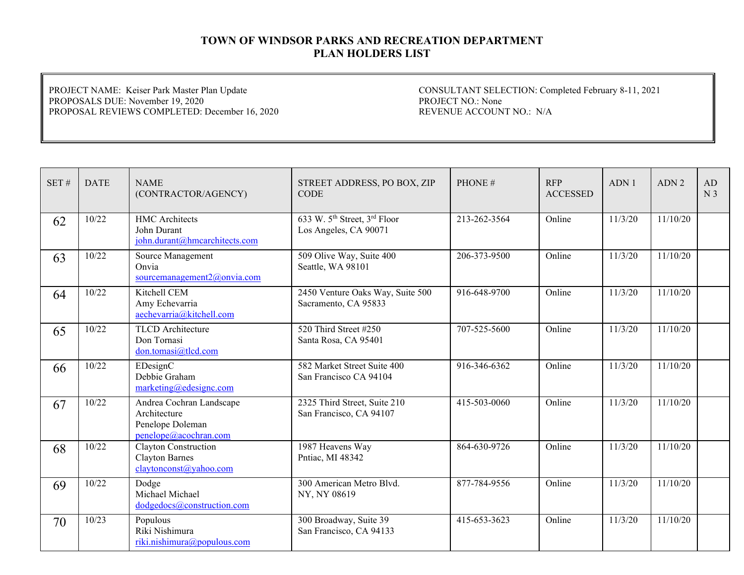# TOWN OF WINDSOR PARKS AND RECREATION DEPARTMENT
## PLAN HOLDERS LIST

PROJECT NAME: Keiser Park Master Plan Update
PROPOSALS DUE: November 19, 2020
PROPOSAL REVIEWS COMPLETED: December 16, 2020

CONSULTANT SELECTION: Completed February 8-11, 2021
PROJECT NO.: None
REVENUE ACCOUNT NO.: N/A

| SET # | DATE | NAME (CONTRACTOR/AGENCY) | STREET ADDRESS, PO BOX, ZIP CODE | PHONE # | RFP ACCESSED | ADN 1 | ADN 2 | ADN 3 |
|---|---|---|---|---|---|---|---|---|
| 62 | 10/22 | HMC Architects<br>John Durant<br>john.durant@hmcarchitects.com | 633 W. 5th Street, 3rd Floor<br>Los Angeles, CA 90071 | 213-262-3564 | Online | 11/3/20 | 11/10/20 | |
| 63 | 10/22 | Source Management<br>Onvia<br>sourcemanagement2@onvia.com | 509 Olive Way, Suite 400<br>Seattle, WA 98101 | 206-373-9500 | Online | 11/3/20 | 11/10/20 | |
| 64 | 10/22 | Kitchell CEM<br>Amy Echevarria<br>aechevarria@kitchell.com | 2450 Venture Oaks Way, Suite 500<br>Sacramento, CA 95833 | 916-648-9700 | Online | 11/3/20 | 11/10/20 | |
| 65 | 10/22 | TLCD Architecture<br>Don Tornasi<br>don.tomasi@tlcd.com | 520 Third Street #250<br>Santa Rosa, CA 95401 | 707-525-5600 | Online | 11/3/20 | 11/10/20 | |
| 66 | 10/22 | EDesignC<br>Debbie Graham<br>marketing@edesignc.com | 582 Market Street Suite 400<br>San Francisco CA 94104 | 916-346-6362 | Online | 11/3/20 | 11/10/20 | |
| 67 | 10/22 | Andrea Cochran Landscape Architecture<br>Penelope Doleman<br>penelope@acochran.com | 2325 Third Street, Suite 210<br>San Francisco, CA 94107 | 415-503-0060 | Online | 11/3/20 | 11/10/20 | |
| 68 | 10/22 | Clayton Construction<br>Clayton Barnes<br>claytonconst@yahoo.com | 1987 Heavens Way<br>Pntiac, MI 48342 | 864-630-9726 | Online | 11/3/20 | 11/10/20 | |
| 69 | 10/22 | Dodge<br>Michael Michael<br>dodgedocs@construction.com | 300 American Metro Blvd.<br>NY, NY 08619 | 877-784-9556 | Online | 11/3/20 | 11/10/20 | |
| 70 | 10/23 | Populous<br>Riki Nishimura<br>riki.nishimura@populous.com | 300 Broadway, Suite 39<br>San Francisco, CA 94133 | 415-653-3623 | Online | 11/3/20 | 11/10/20 | |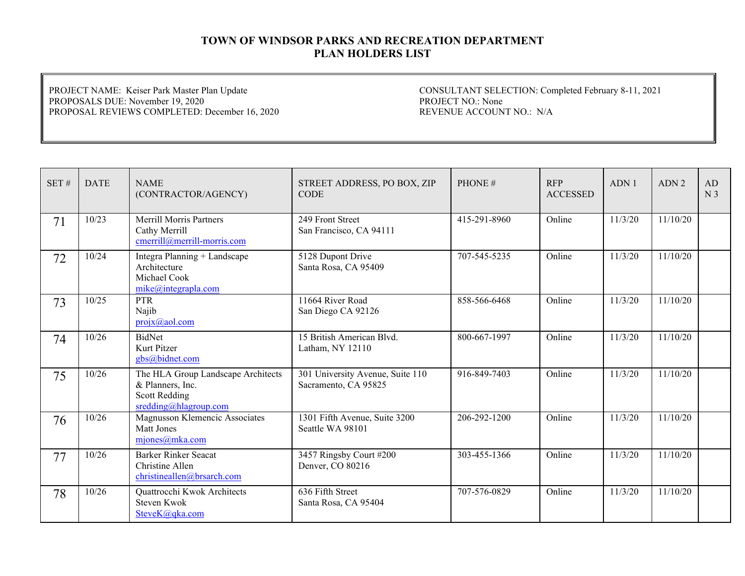**TOWN OF WINDSOR PARKS AND RECREATION DEPARTMENT**
**PLAN HOLDERS LIST**

PROJECT NAME: Keiser Park Master Plan Update
PROPOSALS DUE: November 19, 2020
PROPOSAL REVIEWS COMPLETED: December 16, 2020

CONSULTANT SELECTION: Completed February 8-11, 2021
PROJECT NO.: None
REVENUE ACCOUNT NO.: N/A

| SET # | DATE | NAME (CONTRACTOR/AGENCY) | STREET ADDRESS, PO BOX, ZIP CODE | PHONE # | RFP ACCESSED | ADN 1 | ADN 2 | ADN 3 |
|---|---|---|---|---|---|---|---|---|
| 71 | 10/23 | Merrill Morris Partners<br>Cathy Merrill<br>cmerrill@merrill-morris.com | 249 Front Street<br>San Francisco, CA 94111 | 415-291-8960 | Online | 11/3/20 | 11/10/20 | |
| 72 | 10/24 | Integra Planning + Landscape Architecture<br>Michael Cook<br>mike@integrapla.com | 5128 Dupont Drive<br>Santa Rosa, CA 95409 | 707-545-5235 | Online | 11/3/20 | 11/10/20 | |
| 73 | 10/25 | PTR<br>Najib<br>projx@aol.com | 11664 River Road<br>San Diego CA 92126 | 858-566-6468 | Online | 11/3/20 | 11/10/20 | |
| 74 | 10/26 | BidNet<br>Kurt Pitzer<br>gbs@bidnet.com | 15 British American Blvd.<br>Latham, NY 12110 | 800-667-1997 | Online | 11/3/20 | 11/10/20 | |
| 75 | 10/26 | The HLA Group Landscape Architects & Planners, Inc.<br>Scott Redding<br>sredding@hlagroup.com | 301 University Avenue, Suite 110<br>Sacramento, CA 95825 | 916-849-7403 | Online | 11/3/20 | 11/10/20 | |
| 76 | 10/26 | Magnusson Klemencic Associates<br>Matt Jones<br>mjones@mka.com | 1301 Fifth Avenue, Suite 3200<br>Seattle WA 98101 | 206-292-1200 | Online | 11/3/20 | 11/10/20 | |
| 77 | 10/26 | Barker Rinker Seacat<br>Christine Allen<br>christineallen@brsarch.com | 3457 Ringsby Court #200<br>Denver, CO 80216 | 303-455-1366 | Online | 11/3/20 | 11/10/20 | |
| 78 | 10/26 | Quattrocchi Kwok Architects<br>Steven Kwok<br>SteveK@qka.com | 636 Fifth Street<br>Santa Rosa, CA 95404 | 707-576-0829 | Online | 11/3/20 | 11/10/20 | |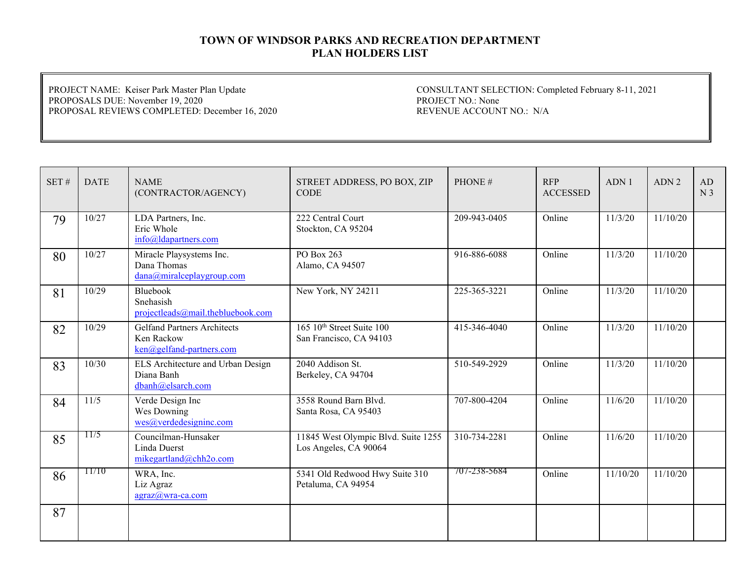# TOWN OF WINDSOR PARKS AND RECREATION DEPARTMENT
## PLAN HOLDERS LIST

PROJECT NAME: Keiser Park Master Plan Update
PROPOSALS DUE: November 19, 2020
PROPOSAL REVIEWS COMPLETED: December 16, 2020

CONSULTANT SELECTION: Completed February 8-11, 2021
PROJECT NO.: None
REVENUE ACCOUNT NO.: N/A

| SET # | DATE | NAME (CONTRACTOR/AGENCY) | STREET ADDRESS, PO BOX, ZIP CODE | PHONE # | RFP ACCESSED | ADN 1 | ADN 2 | ADN 3 |
|---|---|---|---|---|---|---|---|---|
| 79 | 10/27 | LDA Partners, Inc.<br>Eric Whole<br>info@ldapartners.com | 222 Central Court<br>Stockton, CA 95204 | 209-943-0405 | Online | 11/3/20 | 11/10/20 | |
| 80 | 10/27 | Miracle Playsystems Inc.<br>Dana Thomas<br>dana@miralceplaygroup.com | PO Box 263<br>Alamo, CA 94507 | 916-886-6088 | Online | 11/3/20 | 11/10/20 | |
| 81 | 10/29 | Bluebook<br>Snehasish<br>projectleads@mail.thebluebook.com | New York, NY 24211 | 225-365-3221 | Online | 11/3/20 | 11/10/20 | |
| 82 | 10/29 | Gelfand Partners Architects<br>Ken Rackow<br>ken@gelfand-partners.com | 165 10th Street Suite 100<br>San Francisco, CA 94103 | 415-346-4040 | Online | 11/3/20 | 11/10/20 | |
| 83 | 10/30 | ELS Architecture and Urban Design<br>Diana Banh<br>dbanh@elsarch.com | 2040 Addison St.<br>Berkeley, CA 94704 | 510-549-2929 | Online | 11/3/20 | 11/10/20 | |
| 84 | 11/5 | Verde Design Inc<br>Wes Downing<br>wes@verdedesigninc.com | 3558 Round Barn Blvd.<br>Santa Rosa, CA 95403 | 707-800-4204 | Online | 11/6/20 | 11/10/20 | |
| 85 | 11/5 | Councilman-Hunsaker<br>Linda Duerst<br>mikegartland@chh2o.com | 11845 West Olympic Blvd. Suite 1255<br>Los Angeles, CA 90064 | 310-734-2281 | Online | 11/6/20 | 11/10/20 | |
| 86 | 11/10 | WRA, Inc.<br>Liz Agraz<br>agraz@wra-ca.com | 5341 Old Redwood Hwy Suite 310<br>Petaluma, CA 94954 | 707-238-5684 | Online | 11/10/20 | 11/10/20 | |
| 87 | | | | | | | | |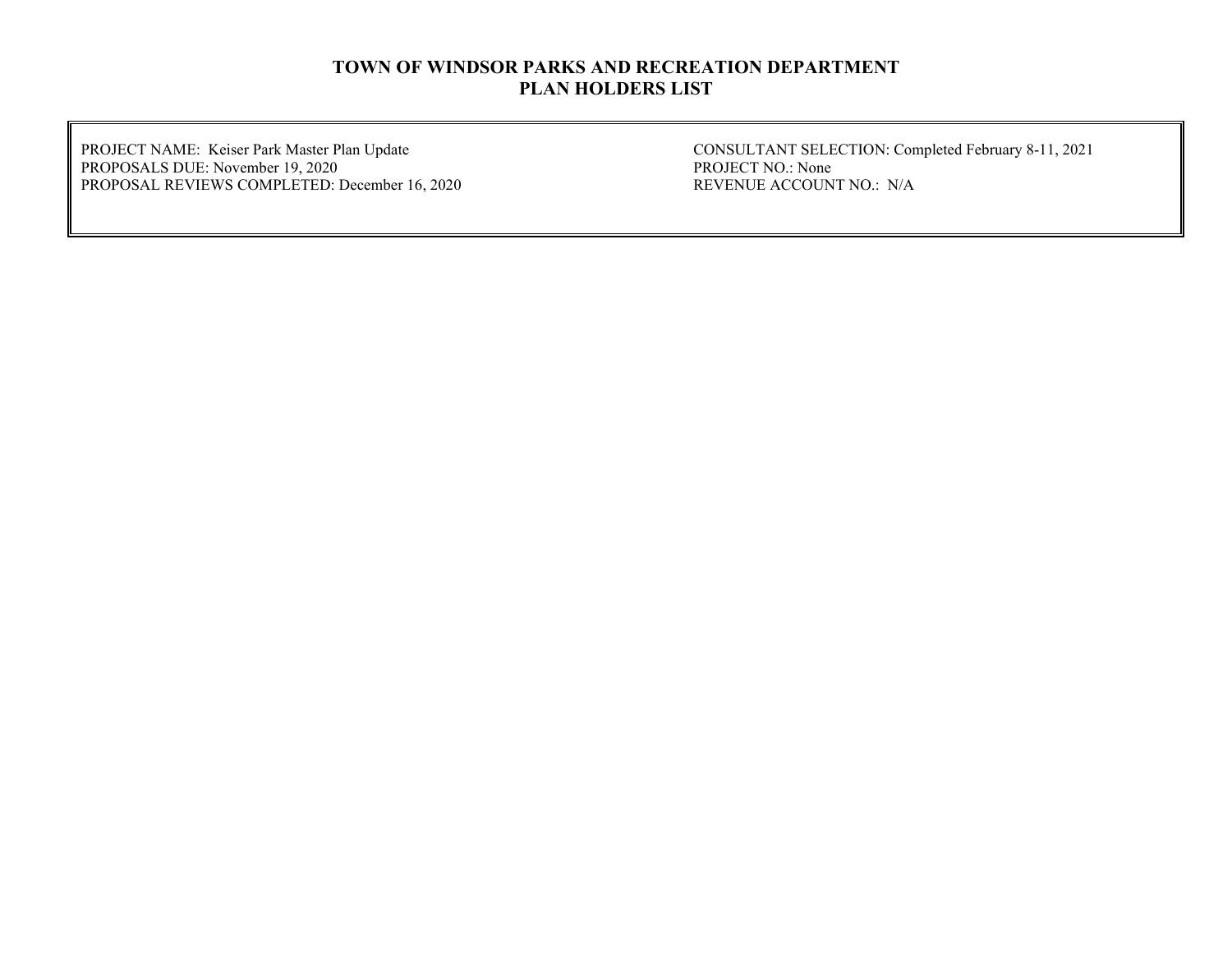# TOWN OF WINDSOR PARKS AND RECREATION DEPARTMENT
## PLAN HOLDERS LIST

PROJECT NAME: Keiser Park Master Plan Update
PROPOSALS DUE: November 19, 2020
PROPOSAL REVIEWS COMPLETED: December 16, 2020

CONSULTANT SELECTION: Completed February 8-11, 2021
PROJECT NO.: None
REVENUE ACCOUNT NO.: N/A